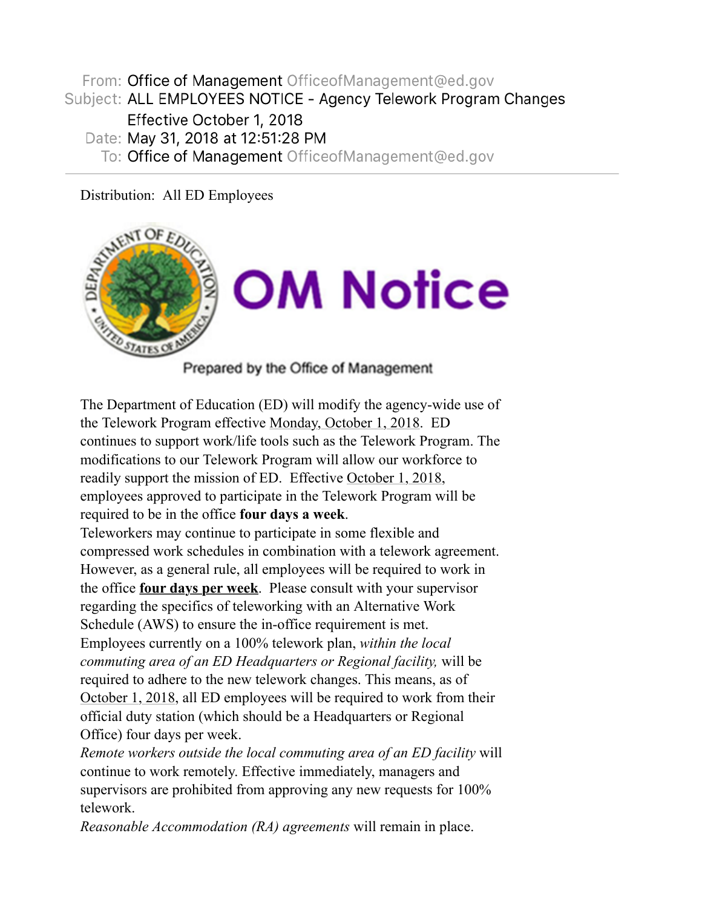From: Office of Management OfficeofManagement@ed.gov
Subject: ALL EMPLOYEES NOTICE - Agency Telework Program Changes Effective October 1, 2018
Date: May 31, 2018 at 12:51:28 PM
To: Office of Management OfficeofManagement@ed.gov

---

Distribution: All ED Employees

# OM Notice

Prepared by the Office of Management

The Department of Education (ED) will modify the agency-wide use of the Telework Program effective Monday, October 1, 2018. ED continues to support work/life tools such as the Telework Program. The modifications to our Telework Program will allow our workforce to readily support the mission of ED. Effective October 1, 2018, employees approved to participate in the Telework Program will be required to be in the office **four days a week**.

Teleworkers may continue to participate in some flexible and compressed work schedules in combination with a telework agreement. However, as a general rule, all employees will be required to work in the office **four days per week**. Please consult with your supervisor regarding the specifics of teleworking with an Alternative Work Schedule (AWS) to ensure the in-office requirement is met.

Employees currently on a 100% telework plan, *within the local commuting area of an ED Headquarters or Regional facility,* will be required to adhere to the new telework changes. This means, as of October 1, 2018, all ED employees will be required to work from their official duty station (which should be a Headquarters or Regional Office) four days per week.

*Remote workers outside the local commuting area of an ED facility* will continue to work remotely. Effective immediately, managers and supervisors are prohibited from approving any new requests for 100% telework.

*Reasonable Accommodation (RA) agreements* will remain in place.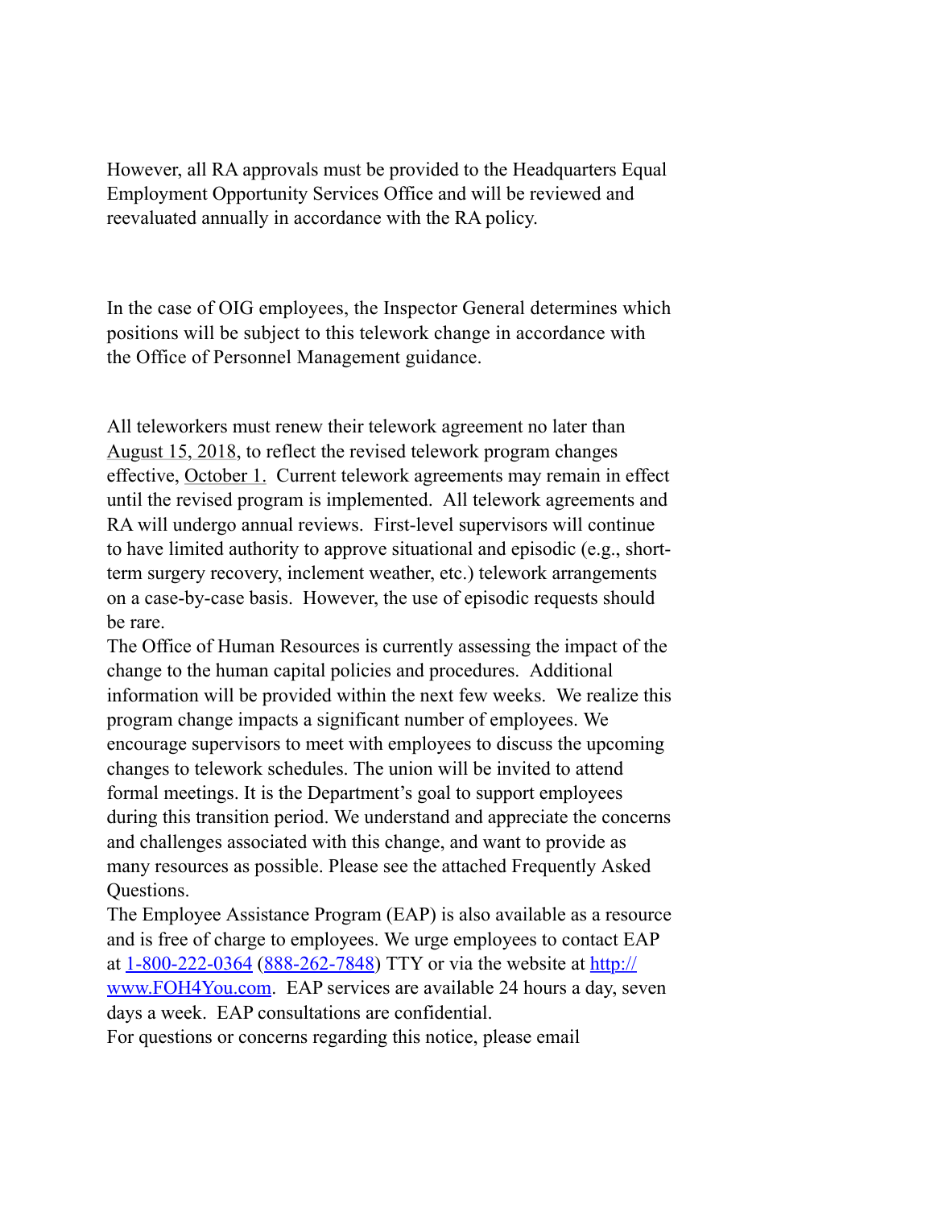However, all RA approvals must be provided to the Headquarters Equal Employment Opportunity Services Office and will be reviewed and reevaluated annually in accordance with the RA policy.

In the case of OIG employees, the Inspector General determines which positions will be subject to this telework change in accordance with the Office of Personnel Management guidance.

All teleworkers must renew their telework agreement no later than August 15, 2018, to reflect the revised telework program changes effective, October 1. Current telework agreements may remain in effect until the revised program is implemented. All telework agreements and RA will undergo annual reviews. First-level supervisors will continue to have limited authority to approve situational and episodic (e.g., short-term surgery recovery, inclement weather, etc.) telework arrangements on a case-by-case basis. However, the use of episodic requests should be rare.

The Office of Human Resources is currently assessing the impact of the change to the human capital policies and procedures. Additional information will be provided within the next few weeks. We realize this program change impacts a significant number of employees. We encourage supervisors to meet with employees to discuss the upcoming changes to telework schedules. The union will be invited to attend formal meetings. It is the Department's goal to support employees during this transition period. We understand and appreciate the concerns and challenges associated with this change, and want to provide as many resources as possible. Please see the attached Frequently Asked Questions.

The Employee Assistance Program (EAP) is also available as a resource and is free of charge to employees. We urge employees to contact EAP at 1-800-222-0364 (888-262-7848) TTY or via the website at http://www.FOH4You.com. EAP services are available 24 hours a day, seven days a week. EAP consultations are confidential.

For questions or concerns regarding this notice, please email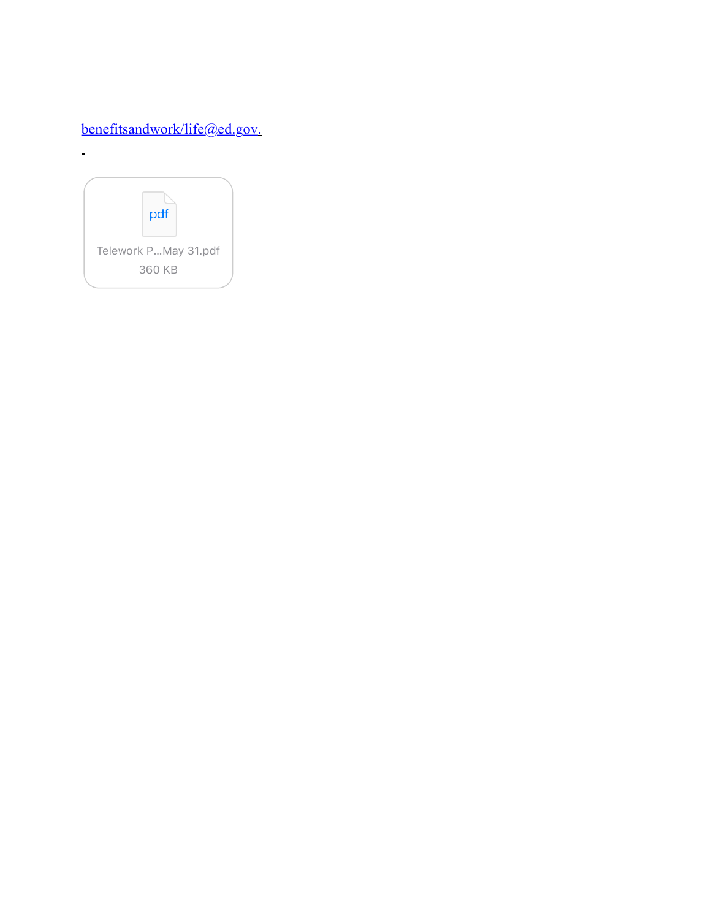benefitsandwork/life@ed.gov.

-

pdf

Telework P...May 31.pdf

360 KB